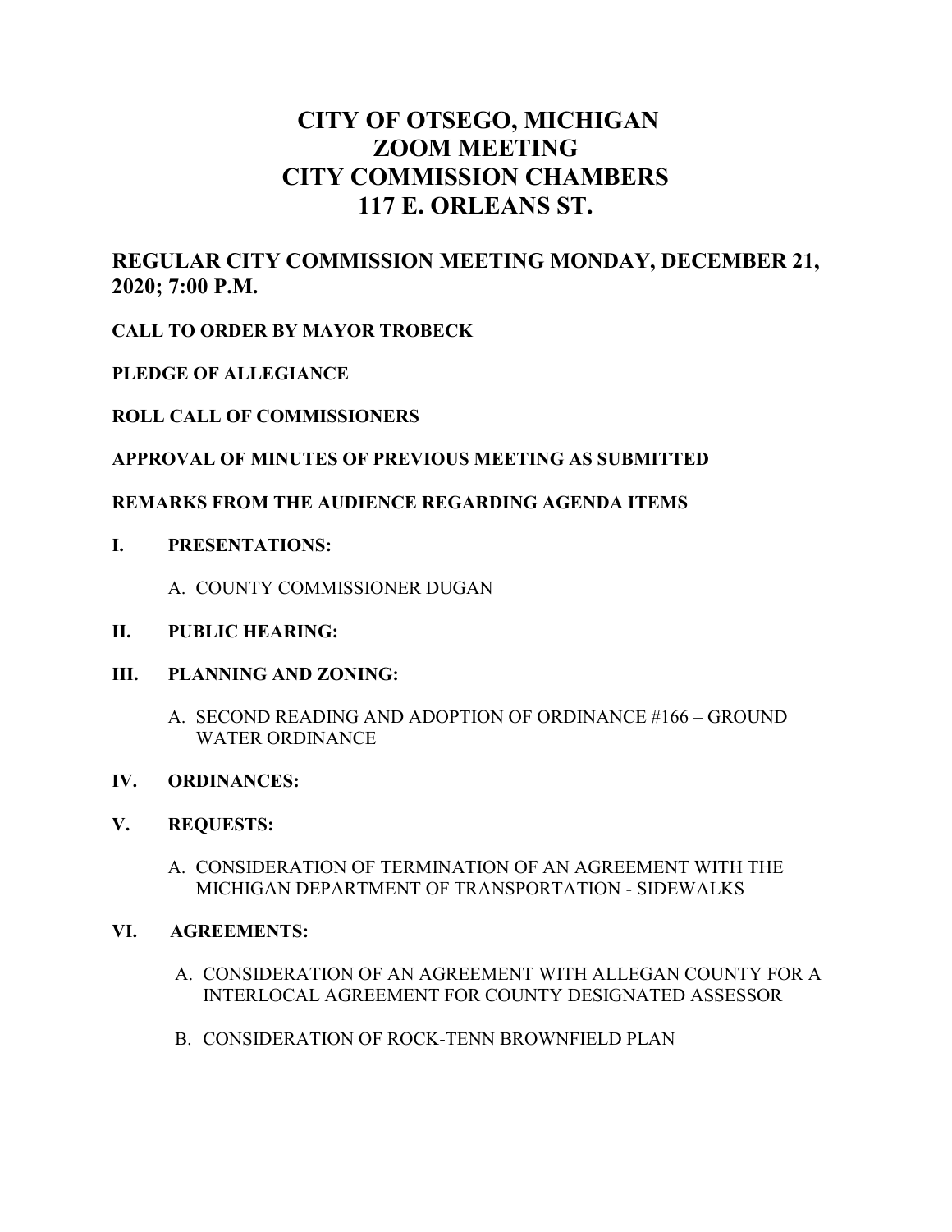# CITY OF OTSEGO, MICHIGAN
# ZOOM MEETING
# CITY COMMISSION CHAMBERS
# 117 E. ORLEANS ST.

## REGULAR CITY COMMISSION MEETING MONDAY, DECEMBER 21, 2020; 7:00 P.M.

**CALL TO ORDER BY MAYOR TROBECK**

**PLEDGE OF ALLEGIANCE**

**ROLL CALL OF COMMISSIONERS**

**APPROVAL OF MINUTES OF PREVIOUS MEETING AS SUBMITTED**

**REMARKS FROM THE AUDIENCE REGARDING AGENDA ITEMS**

**I. PRESENTATIONS:**

A. COUNTY COMMISSIONER DUGAN

**II. PUBLIC HEARING:**

**III. PLANNING AND ZONING:**

A. SECOND READING AND ADOPTION OF ORDINANCE #166 – GROUND WATER ORDINANCE

**IV. ORDINANCES:**

**V. REQUESTS:**

A. CONSIDERATION OF TERMINATION OF AN AGREEMENT WITH THE MICHIGAN DEPARTMENT OF TRANSPORTATION - SIDEWALKS

**VI. AGREEMENTS:**

A. CONSIDERATION OF AN AGREEMENT WITH ALLEGAN COUNTY FOR A INTERLOCAL AGREEMENT FOR COUNTY DESIGNATED ASSESSOR

B. CONSIDERATION OF ROCK-TENN BROWNFIELD PLAN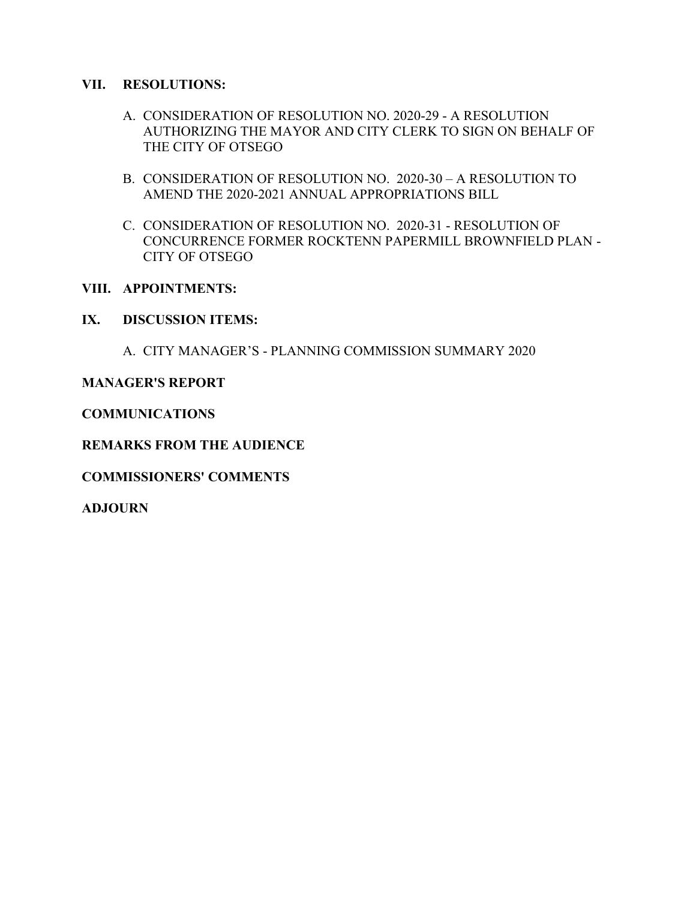## VII. RESOLUTIONS:

A. CONSIDERATION OF RESOLUTION NO. 2020-29 - A RESOLUTION AUTHORIZING THE MAYOR AND CITY CLERK TO SIGN ON BEHALF OF THE CITY OF OTSEGO

B. CONSIDERATION OF RESOLUTION NO. 2020-30 – A RESOLUTION TO AMEND THE 2020-2021 ANNUAL APPROPRIATIONS BILL

C. CONSIDERATION OF RESOLUTION NO. 2020-31 - RESOLUTION OF CONCURRENCE FORMER ROCKTENN PAPERMILL BROWNFIELD PLAN - CITY OF OTSEGO

## VIII. APPOINTMENTS:

## IX. DISCUSSION ITEMS:

A. CITY MANAGER'S - PLANNING COMMISSION SUMMARY 2020

**MANAGER'S REPORT**

**COMMUNICATIONS**

**REMARKS FROM THE AUDIENCE**

**COMMISSIONERS' COMMENTS**

**ADJOURN**